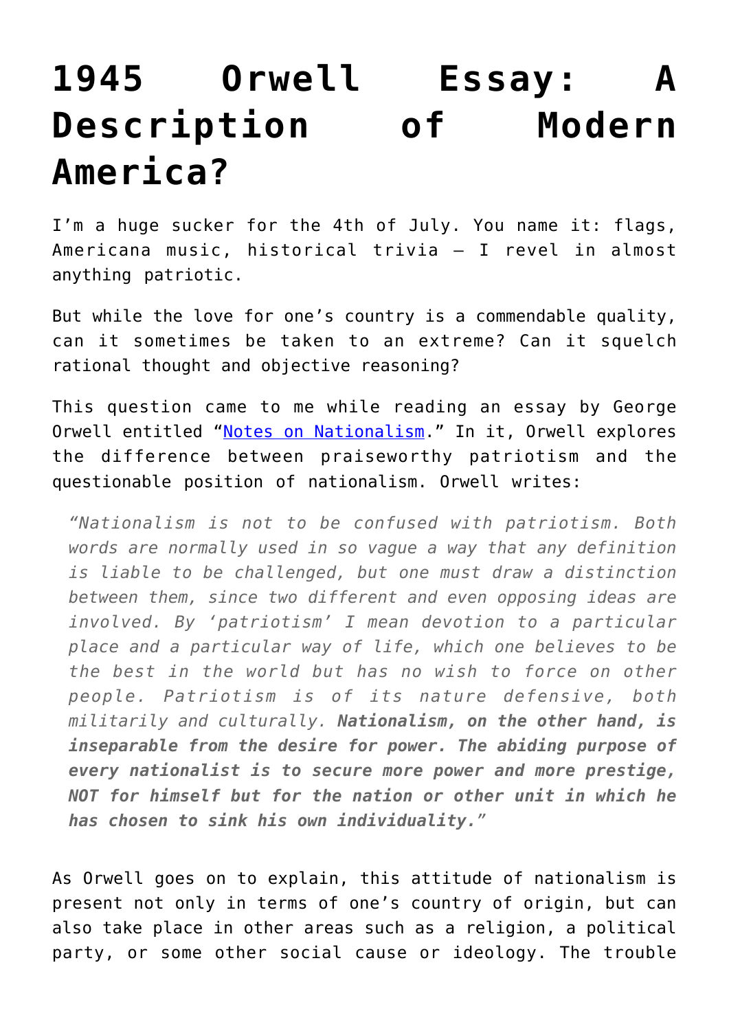# 1945 Orwell Essay: A Description of Modern America?

I'm a huge sucker for the 4th of July. You name it: flags, Americana music, historical trivia – I revel in almost anything patriotic.

But while the love for one's country is a commendable quality, can it sometimes be taken to an extreme? Can it squelch rational thought and objective reasoning?

This question came to me while reading an essay by George Orwell entitled "[Notes on Nationalism](Notes on Nationalism)." In it, Orwell explores the difference between praiseworthy patriotism and the questionable position of nationalism. Orwell writes:

> *"Nationalism is not to be confused with patriotism. Both words are normally used in so vague a way that any definition is liable to be challenged, but one must draw a distinction between them, since two different and even opposing ideas are involved. By 'patriotism' I mean devotion to a particular place and a particular way of life, which one believes to be the best in the world but has no wish to force on other people. Patriotism is of its nature defensive, both militarily and culturally.* ***Nationalism, on the other hand, is inseparable from the desire for power. The abiding purpose of every nationalist is to secure more power and more prestige, NOT for himself but for the nation or other unit in which he has chosen to sink his own individuality.****"*

As Orwell goes on to explain, this attitude of nationalism is present not only in terms of one's country of origin, but can also take place in other areas such as a religion, a political party, or some other social cause or ideology. The trouble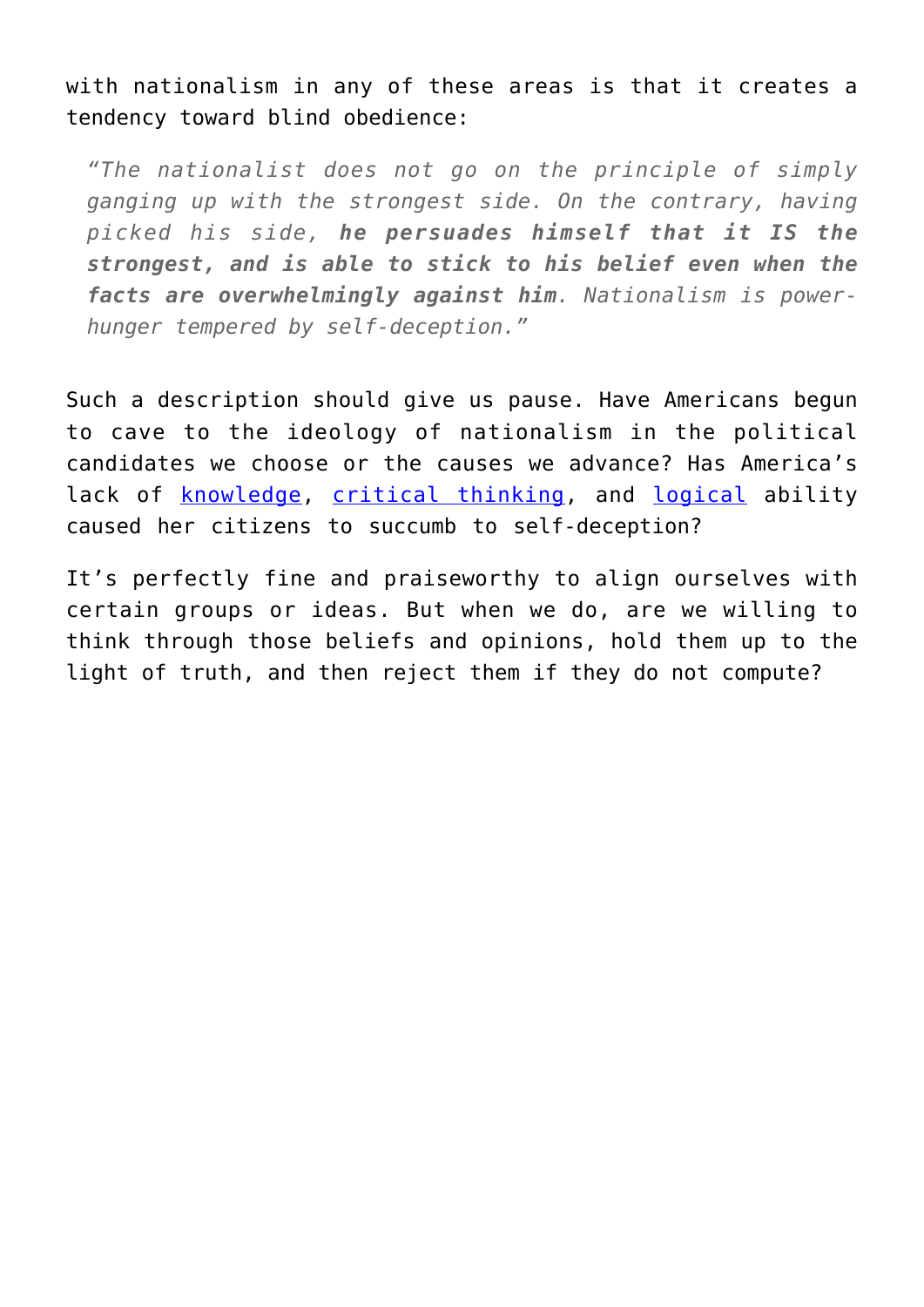with nationalism in any of these areas is that it creates a tendency toward blind obedience:

> *"The nationalist does not go on the principle of simply ganging up with the strongest side. On the contrary, having picked his side,* ***he persuades himself that it IS the strongest, and is able to stick to his belief even when the facts are overwhelmingly against him****. Nationalism is power-hunger tempered by self-deception."*

Such a description should give us pause. Have Americans begun to cave to the ideology of nationalism in the political candidates we choose or the causes we advance? Has America's lack of knowledge, critical thinking, and logical ability caused her citizens to succumb to self-deception?

It's perfectly fine and praiseworthy to align ourselves with certain groups or ideas. But when we do, are we willing to think through those beliefs and opinions, hold them up to the light of truth, and then reject them if they do not compute?